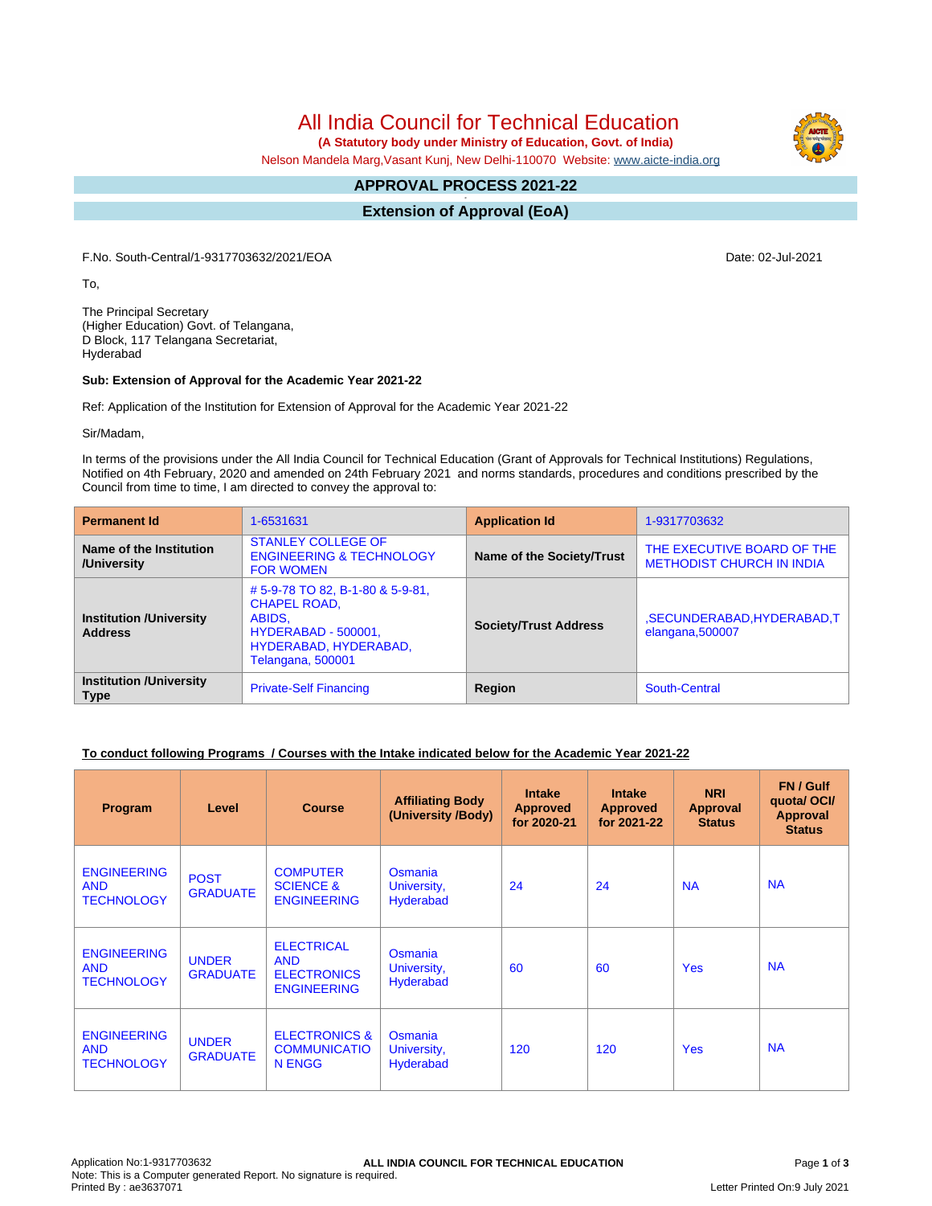# All India Council for Technical Education

**(A Statutory body under Ministry of Education, Govt. of India)**

Nelson Mandela Marg,Vasant Kunj, New Delhi-110070 Website: www.aicte-india.org

## APPROVAL PROCESS 2021-22

## Extension of Approval (EoA)

F.No. South-Central/1-9317703632/2021/EOA

Date: 02-Jul-2021

To,

The Principal Secretary
(Higher Education) Govt. of Telangana,
D Block, 117 Telangana Secretariat,
Hyderabad

**Sub: Extension of Approval for the Academic Year 2021-22**

Ref: Application of the Institution for Extension of Approval for the Academic Year 2021-22

Sir/Madam,

In terms of the provisions under the All India Council for Technical Education (Grant of Approvals for Technical Institutions) Regulations, Notified on 4th February, 2020 and amended on 24th February 2021 and norms standards, procedures and conditions prescribed by the Council from time to time, I am directed to convey the approval to:

| **Permanent Id** | 1-6531631 | **Application Id** | 1-9317703632 |
|---|---|---|---|
| **Name of the Institution /University** | STANLEY COLLEGE OF ENGINEERING & TECHNOLOGY FOR WOMEN | **Name of the Society/Trust** | THE EXECUTIVE BOARD OF THE METHODIST CHURCH IN INDIA |
| **Institution /University Address** | # 5-9-78 TO 82, B-1-80 & 5-9-81, CHAPEL ROAD, ABIDS, HYDERABAD - 500001, HYDERABAD, HYDERABAD, Telangana, 500001 | **Society/Trust Address** | ,SECUNDERABAD,HYDERABAD,Telangana,500007 |
| **Institution /University Type** | Private-Self Financing | **Region** | South-Central |

**To conduct following Programs / Courses with the Intake indicated below for the Academic Year 2021-22**

| Program | Level | Course | Affiliating Body (University /Body) | Intake Approved for 2020-21 | Intake Approved for 2021-22 | NRI Approval Status | FN / Gulf quota/ OCI/ Approval Status |
|---|---|---|---|---|---|---|---|
| ENGINEERING AND TECHNOLOGY | POST GRADUATE | COMPUTER SCIENCE & ENGINEERING | Osmania University, Hyderabad | 24 | 24 | NA | NA |
| ENGINEERING AND TECHNOLOGY | UNDER GRADUATE | ELECTRICAL AND ELECTRONICS ENGINEERING | Osmania University, Hyderabad | 60 | 60 | Yes | NA |
| ENGINEERING AND TECHNOLOGY | UNDER GRADUATE | ELECTRONICS & COMMUNICATION ENGG | Osmania University, Hyderabad | 120 | 120 | Yes | NA |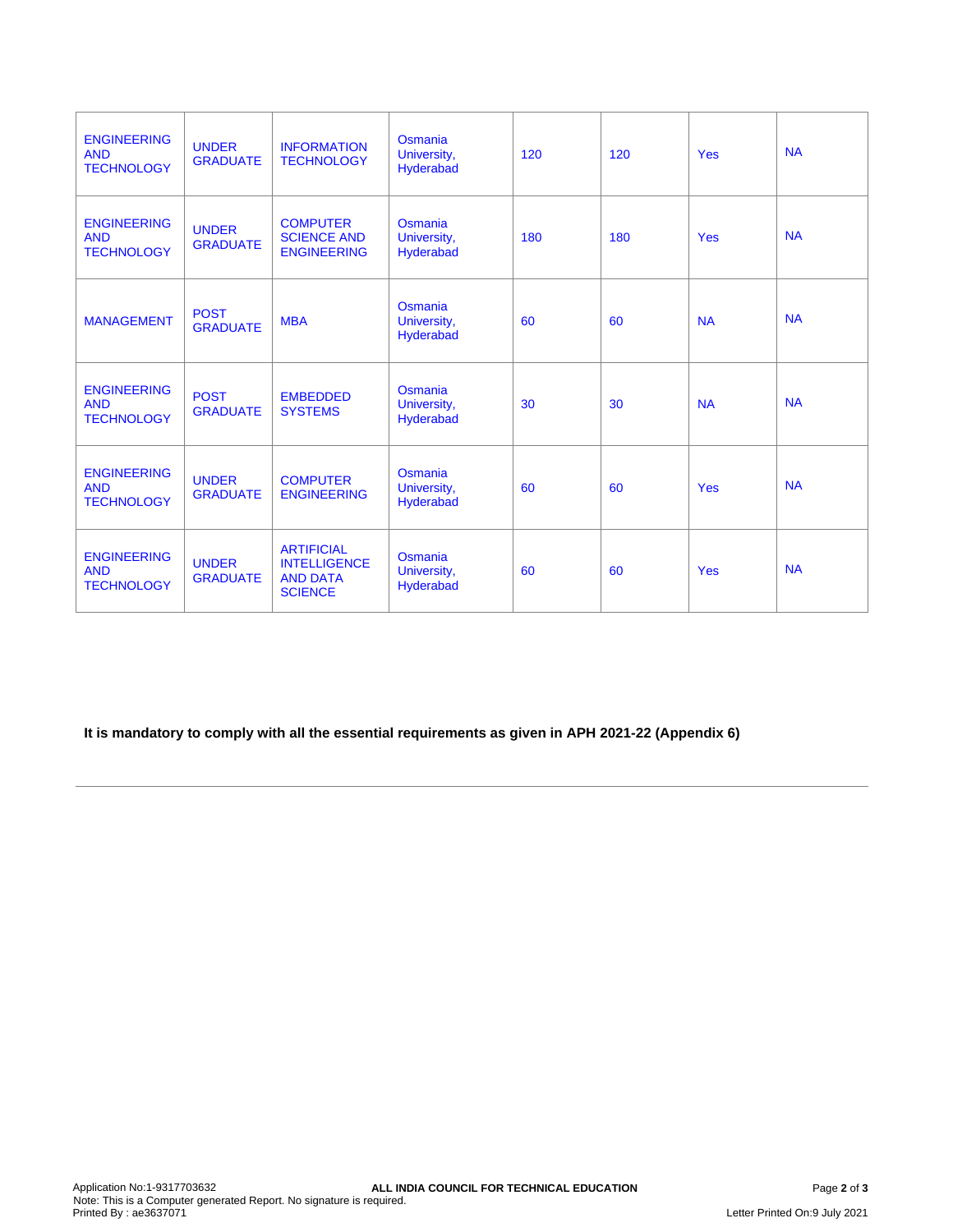| | | | | | | | |
|---|---|---|---|---|---|---|---|
| ENGINEERING AND TECHNOLOGY | UNDER GRADUATE | INFORMATION TECHNOLOGY | Osmania University, Hyderabad | 120 | 120 | Yes | NA |
| ENGINEERING AND TECHNOLOGY | UNDER GRADUATE | COMPUTER SCIENCE AND ENGINEERING | Osmania University, Hyderabad | 180 | 180 | Yes | NA |
| MANAGEMENT | POST GRADUATE | MBA | Osmania University, Hyderabad | 60 | 60 | NA | NA |
| ENGINEERING AND TECHNOLOGY | POST GRADUATE | EMBEDDED SYSTEMS | Osmania University, Hyderabad | 30 | 30 | NA | NA |
| ENGINEERING AND TECHNOLOGY | UNDER GRADUATE | COMPUTER ENGINEERING | Osmania University, Hyderabad | 60 | 60 | Yes | NA |
| ENGINEERING AND TECHNOLOGY | UNDER GRADUATE | ARTIFICIAL INTELLIGENCE AND DATA SCIENCE | Osmania University, Hyderabad | 60 | 60 | Yes | NA |

**It is mandatory to comply with all the essential requirements as given in APH 2021-22 (Appendix 6)**

---

Application No:1-9317703632

Note: This is a Computer generated Report. No signature is required.

Printed By : ae3637071

ALL INDIA COUNCIL FOR TECHNICAL EDUCATION

Letter Printed On:9 July 2021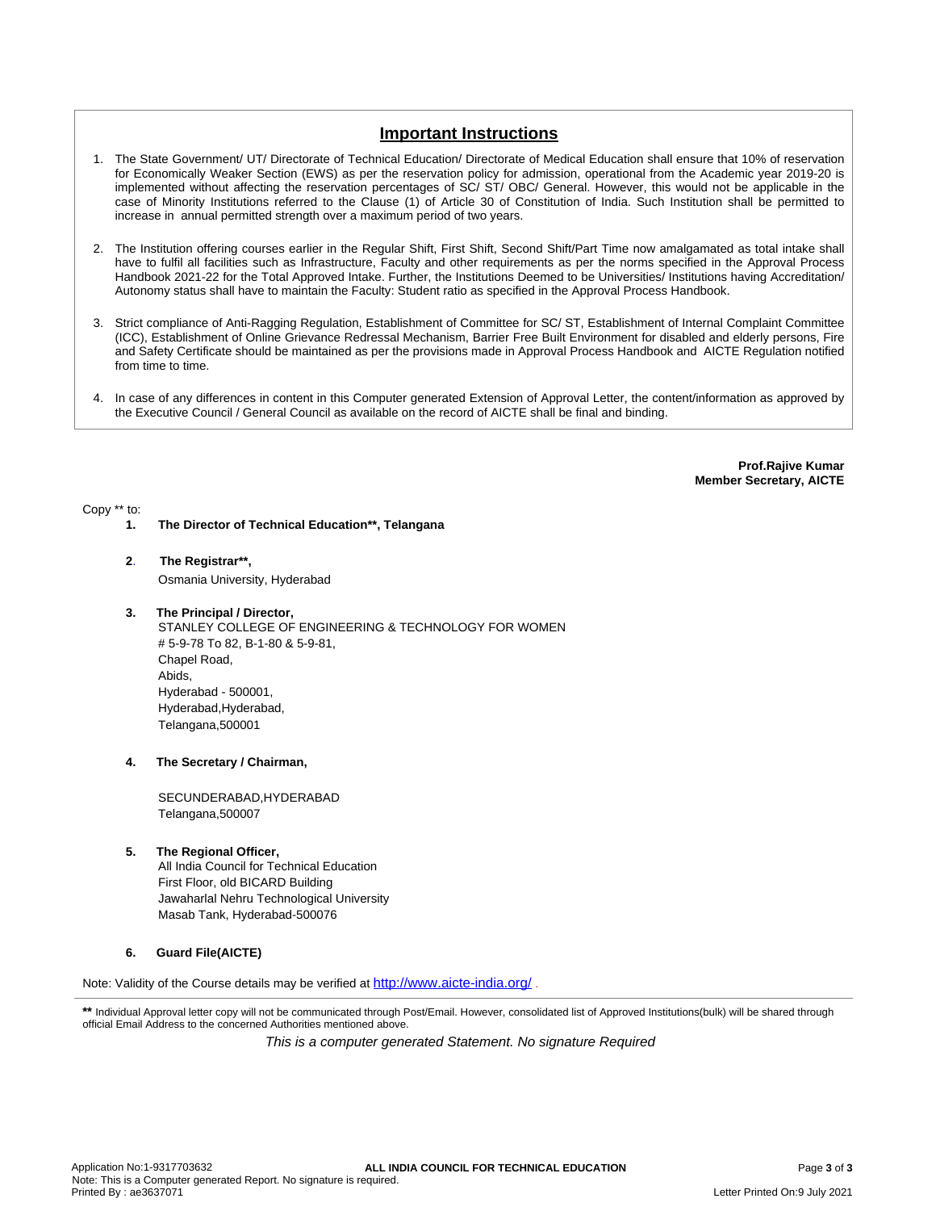## Important Instructions

1. The State Government/ UT/ Directorate of Technical Education/ Directorate of Medical Education shall ensure that 10% of reservation for Economically Weaker Section (EWS) as per the reservation policy for admission, operational from the Academic year 2019-20 is implemented without affecting the reservation percentages of SC/ ST/ OBC/ General. However, this would not be applicable in the case of Minority Institutions referred to the Clause (1) of Article 30 of Constitution of India. Such Institution shall be permitted to increase in annual permitted strength over a maximum period of two years.

2. The Institution offering courses earlier in the Regular Shift, First Shift, Second Shift/Part Time now amalgamated as total intake shall have to fulfil all facilities such as Infrastructure, Faculty and other requirements as per the norms specified in the Approval Process Handbook 2021-22 for the Total Approved Intake. Further, the Institutions Deemed to be Universities/ Institutions having Accreditation/ Autonomy status shall have to maintain the Faculty: Student ratio as specified in the Approval Process Handbook.

3. Strict compliance of Anti-Ragging Regulation, Establishment of Committee for SC/ ST, Establishment of Internal Complaint Committee (ICC), Establishment of Online Grievance Redressal Mechanism, Barrier Free Built Environment for disabled and elderly persons, Fire and Safety Certificate should be maintained as per the provisions made in Approval Process Handbook and AICTE Regulation notified from time to time.

4. In case of any differences in content in this Computer generated Extension of Approval Letter, the content/information as approved by the Executive Council / General Council as available on the record of AICTE shall be final and binding.

**Prof.Rajive Kumar**
**Member Secretary, AICTE**

Copy ** to:

1. **The Director of Technical Education**, Telangana**

2. **The Registrar**,**
   Osmania University, Hyderabad

3. **The Principal / Director,**
   STANLEY COLLEGE OF ENGINEERING & TECHNOLOGY FOR WOMEN
   # 5-9-78 To 82, B-1-80 & 5-9-81,
   Chapel Road,
   Abids,
   Hyderabad - 500001,
   Hyderabad,Hyderabad,
   Telangana,500001

4. **The Secretary / Chairman,**

   SECUNDERABAD,HYDERABAD
   Telangana,500007

5. **The Regional Officer,**
   All India Council for Technical Education
   First Floor, old BICARD Building
   Jawaharlal Nehru Technological University
   Masab Tank, Hyderabad-500076

6. **Guard File(AICTE)**

Note: Validity of the Course details may be verified at http://www.aicte-india.org/ .

** Individual Approval letter copy will not be communicated through Post/Email. However, consolidated list of Approved Institutions(bulk) will be shared through official Email Address to the concerned Authorities mentioned above.

*This is a computer generated Statement. No signature Required*

Application No:1-9317703632
Note: This is a Computer generated Report. No signature is required.
Printed By : ae3637071

Letter Printed On:9 July 2021